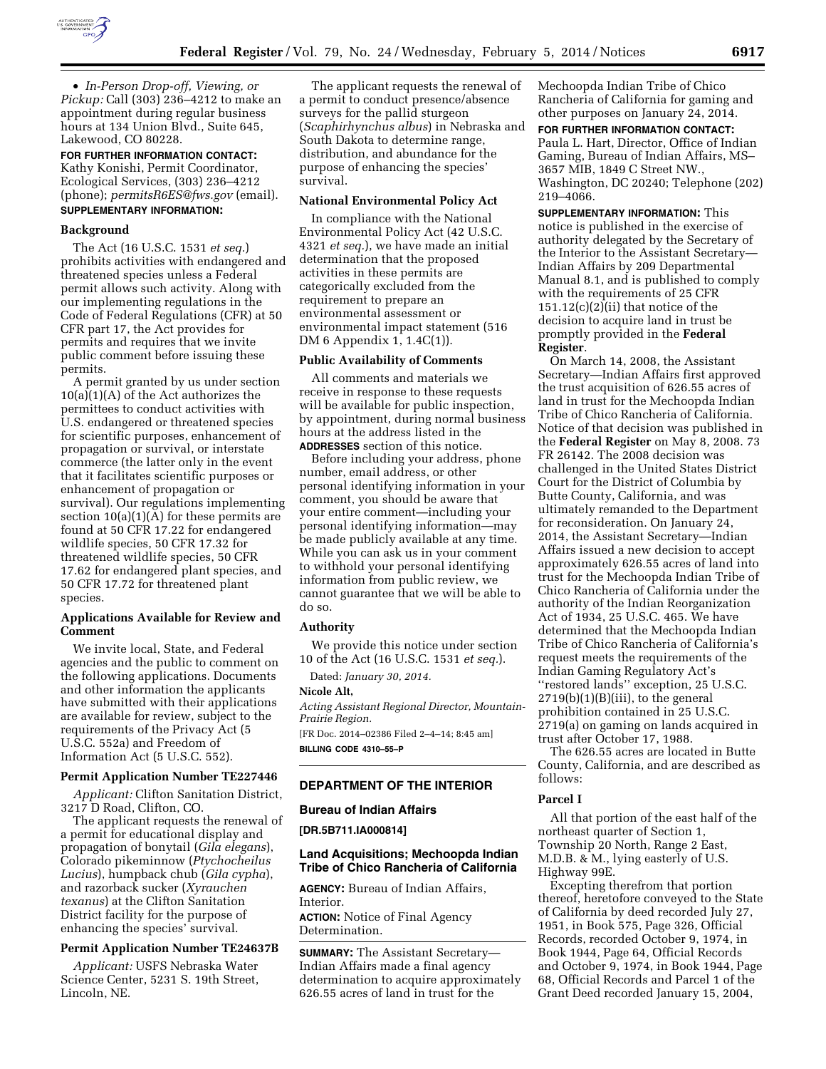- *In-Person Drop-off, Viewing, or Pickup:* Call (303) 236–4212 to make an appointment during regular business hours at 134 Union Blvd., Suite 645, Lakewood, CO 80228.

**FOR FURTHER INFORMATION CONTACT:** Kathy Konishi, Permit Coordinator, Ecological Services, (303) 236–4212 (phone); *permitsR6ES@fws.gov* (email).

**SUPPLEMENTARY INFORMATION:**

### Background

The Act (16 U.S.C. 1531 *et seq.*) prohibits activities with endangered and threatened species unless a Federal permit allows such activity. Along with our implementing regulations in the Code of Federal Regulations (CFR) at 50 CFR part 17, the Act provides for permits and requires that we invite public comment before issuing these permits.

A permit granted by us under section 10(a)(1)(A) of the Act authorizes the permittees to conduct activities with U.S. endangered or threatened species for scientific purposes, enhancement of propagation or survival, or interstate commerce (the latter only in the event that it facilitates scientific purposes or enhancement of propagation or survival). Our regulations implementing section 10(a)(1)(A) for these permits are found at 50 CFR 17.22 for endangered wildlife species, 50 CFR 17.32 for threatened wildlife species, 50 CFR 17.62 for endangered plant species, and 50 CFR 17.72 for threatened plant species.

### Applications Available for Review and Comment

We invite local, State, and Federal agencies and the public to comment on the following applications. Documents and other information the applicants have submitted with their applications are available for review, subject to the requirements of the Privacy Act (5 U.S.C. 552a) and Freedom of Information Act (5 U.S.C. 552).

### Permit Application Number TE227446

*Applicant:* Clifton Sanitation District, 3217 D Road, Clifton, CO.

The applicant requests the renewal of a permit for educational display and propagation of bonytail (*Gila elegans*), Colorado pikeminnow (*Ptychocheilus Lucius*), humpback chub (*Gila cypha*), and razorback sucker (*Xyrauchen texanus*) at the Clifton Sanitation District facility for the purpose of enhancing the species' survival.

### Permit Application Number TE24637B

*Applicant:* USFS Nebraska Water Science Center, 5231 S. 19th Street, Lincoln, NE.

The applicant requests the renewal of a permit to conduct presence/absence surveys for the pallid sturgeon (*Scaphirhynchus albus*) in Nebraska and South Dakota to determine range, distribution, and abundance for the purpose of enhancing the species' survival.

### National Environmental Policy Act

In compliance with the National Environmental Policy Act (42 U.S.C. 4321 *et seq.*), we have made an initial determination that the proposed activities in these permits are categorically excluded from the requirement to prepare an environmental assessment or environmental impact statement (516 DM 6 Appendix 1, 1.4C(1)).

### Public Availability of Comments

All comments and materials we receive in response to these requests will be available for public inspection, by appointment, during normal business hours at the address listed in the **ADDRESSES** section of this notice.

Before including your address, phone number, email address, or other personal identifying information in your comment, you should be aware that your entire comment—including your personal identifying information—may be made publicly available at any time. While you can ask us in your comment to withhold your personal identifying information from public review, we cannot guarantee that we will be able to do so.

### Authority

We provide this notice under section 10 of the Act (16 U.S.C. 1531 *et seq.*).

Dated: *January 30, 2014.*

**Nicole Alt,**

*Acting Assistant Regional Director, Mountain-Prairie Region.*

[FR Doc. 2014–02386 Filed 2–4–14; 8:45 am]

**BILLING CODE 4310–55–P**

---

## DEPARTMENT OF THE INTERIOR

### Bureau of Indian Affairs

**[DR.5B711.IA000814]**

### Land Acquisitions; Mechoopda Indian Tribe of Chico Rancheria of California

**AGENCY:** Bureau of Indian Affairs, Interior.

**ACTION:** Notice of Final Agency Determination.

**SUMMARY:** The Assistant Secretary—Indian Affairs made a final agency determination to acquire approximately 626.55 acres of land in trust for the Mechoopda Indian Tribe of Chico Rancheria of California for gaming and other purposes on January 24, 2014.

**FOR FURTHER INFORMATION CONTACT:** Paula L. Hart, Director, Office of Indian Gaming, Bureau of Indian Affairs, MS–3657 MIB, 1849 C Street NW., Washington, DC 20240; Telephone (202) 219–4066.

**SUPPLEMENTARY INFORMATION:** This notice is published in the exercise of authority delegated by the Secretary of the Interior to the Assistant Secretary—Indian Affairs by 209 Departmental Manual 8.1, and is published to comply with the requirements of 25 CFR 151.12(c)(2)(ii) that notice of the decision to acquire land in trust be promptly provided in the **Federal Register**.

On March 14, 2008, the Assistant Secretary—Indian Affairs first approved the trust acquisition of 626.55 acres of land in trust for the Mechoopda Indian Tribe of Chico Rancheria of California. Notice of that decision was published in the **Federal Register** on May 8, 2008. 73 FR 26142. The 2008 decision was challenged in the United States District Court for the District of Columbia by Butte County, California, and was ultimately remanded to the Department for reconsideration. On January 24, 2014, the Assistant Secretary—Indian Affairs issued a new decision to accept approximately 626.55 acres of land into trust for the Mechoopda Indian Tribe of Chico Rancheria of California under the authority of the Indian Reorganization Act of 1934, 25 U.S.C. 465. We have determined that the Mechoopda Indian Tribe of Chico Rancheria of California's request meets the requirements of the Indian Gaming Regulatory Act's ''restored lands'' exception, 25 U.S.C. 2719(b)(1)(B)(iii), to the general prohibition contained in 25 U.S.C. 2719(a) on gaming on lands acquired in trust after October 17, 1988.

The 626.55 acres are located in Butte County, California, and are described as follows:

### Parcel I

All that portion of the east half of the northeast quarter of Section 1, Township 20 North, Range 2 East, M.D.B. & M., lying easterly of U.S. Highway 99E.

Excepting therefrom that portion thereof, heretofore conveyed to the State of California by deed recorded July 27, 1951, in Book 575, Page 326, Official Records, recorded October 9, 1974, in Book 1944, Page 64, Official Records and October 9, 1974, in Book 1944, Page 68, Official Records and Parcel 1 of the Grant Deed recorded January 15, 2004,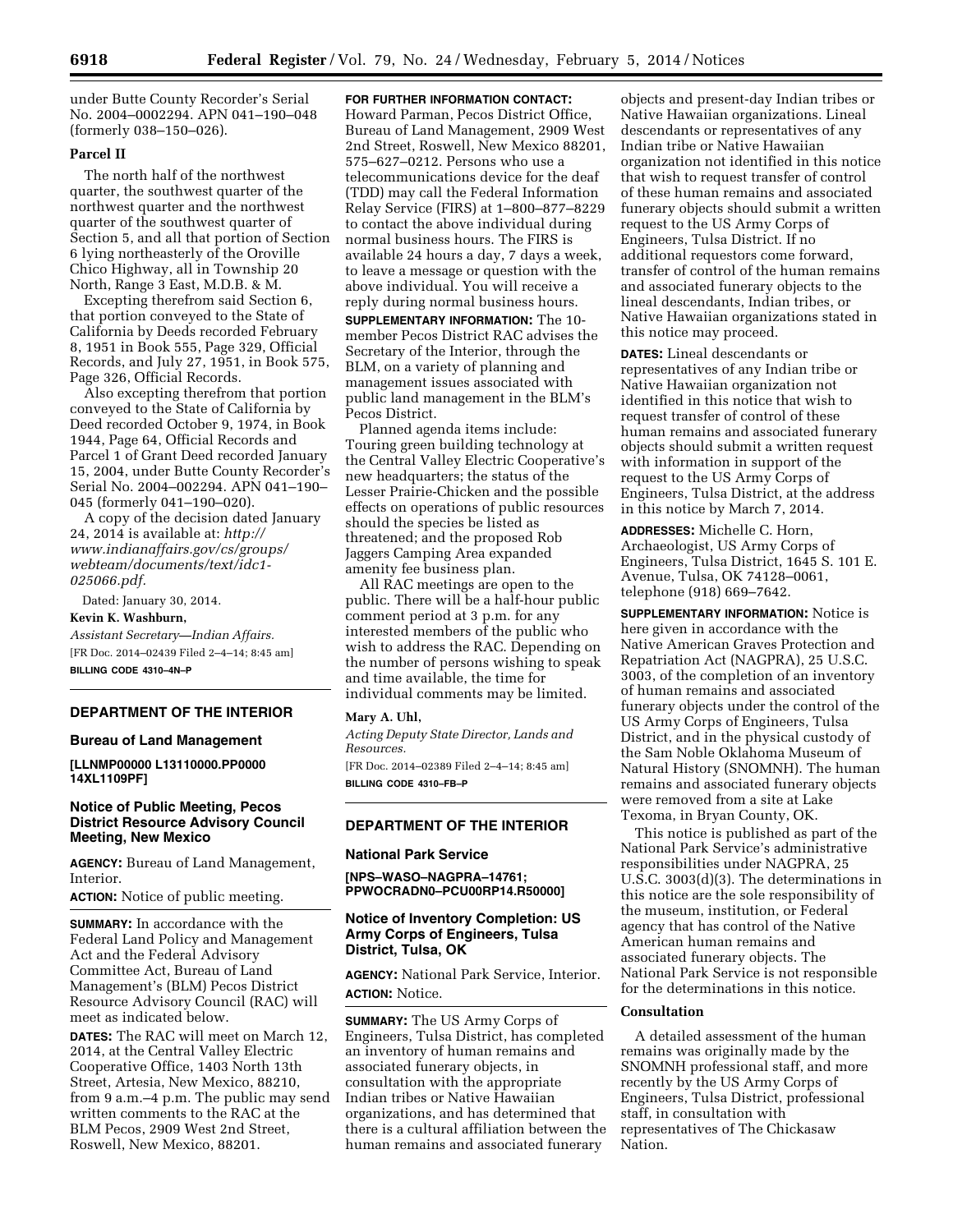under Butte County Recorder's Serial No. 2004–0002294. APN 041–190–048 (formerly 038–150–026).

**Parcel II**

The north half of the northwest quarter, the southwest quarter of the northwest quarter and the northwest quarter of the southwest quarter of Section 5, and all that portion of Section 6 lying northeasterly of the Oroville Chico Highway, all in Township 20 North, Range 3 East, M.D.B. & M.

Excepting therefrom said Section 6, that portion conveyed to the State of California by Deeds recorded February 8, 1951 in Book 555, Page 329, Official Records, and July 27, 1951, in Book 575, Page 326, Official Records.

Also excepting therefrom that portion conveyed to the State of California by Deed recorded October 9, 1974, in Book 1944, Page 64, Official Records and Parcel 1 of Grant Deed recorded January 15, 2004, under Butte County Recorder's Serial No. 2004–002294. APN 041–190–045 (formerly 041–190–020).

A copy of the decision dated January 24, 2014 is available at: *http://www.indianaffairs.gov/cs/groups/webteam/documents/text/idc1-025066.pdf.*

Dated: January 30, 2014.

**Kevin K. Washburn,**

*Assistant Secretary—Indian Affairs.*

[FR Doc. 2014–02439 Filed 2–4–14; 8:45 am]

**BILLING CODE 4310–4N–P**

## DEPARTMENT OF THE INTERIOR

### Bureau of Land Management

**[LLNMP00000 L13110000.PP0000 14XL1109PF]**

### Notice of Public Meeting, Pecos District Resource Advisory Council Meeting, New Mexico

**AGENCY:** Bureau of Land Management, Interior.

**ACTION:** Notice of public meeting.

**SUMMARY:** In accordance with the Federal Land Policy and Management Act and the Federal Advisory Committee Act, Bureau of Land Management's (BLM) Pecos District Resource Advisory Council (RAC) will meet as indicated below.

**DATES:** The RAC will meet on March 12, 2014, at the Central Valley Electric Cooperative Office, 1403 North 13th Street, Artesia, New Mexico, 88210, from 9 a.m.–4 p.m. The public may send written comments to the RAC at the BLM Pecos, 2909 West 2nd Street, Roswell, New Mexico, 88201.

**FOR FURTHER INFORMATION CONTACT:** Howard Parman, Pecos District Office, Bureau of Land Management, 2909 West 2nd Street, Roswell, New Mexico 88201, 575–627–0212. Persons who use a telecommunications device for the deaf (TDD) may call the Federal Information Relay Service (FIRS) at 1–800–877–8229 to contact the above individual during normal business hours. The FIRS is available 24 hours a day, 7 days a week, to leave a message or question with the above individual. You will receive a reply during normal business hours.

**SUPPLEMENTARY INFORMATION:** The 10-member Pecos District RAC advises the Secretary of the Interior, through the BLM, on a variety of planning and management issues associated with public land management in the BLM's Pecos District.

Planned agenda items include: Touring green building technology at the Central Valley Electric Cooperative's new headquarters; the status of the Lesser Prairie-Chicken and the possible effects on operations of public resources should the species be listed as threatened; and the proposed Rob Jaggers Camping Area expanded amenity fee business plan.

All RAC meetings are open to the public. There will be a half-hour public comment period at 3 p.m. for any interested members of the public who wish to address the RAC. Depending on the number of persons wishing to speak and time available, the time for individual comments may be limited.

**Mary A. Uhl,**

*Acting Deputy State Director, Lands and Resources.*

[FR Doc. 2014–02389 Filed 2–4–14; 8:45 am]

**BILLING CODE 4310–FB–P**

## DEPARTMENT OF THE INTERIOR

### National Park Service

**[NPS–WASO–NAGPRA–14761; PPWOCRADN0–PCU00RP14.R50000]**

### Notice of Inventory Completion: US Army Corps of Engineers, Tulsa District, Tulsa, OK

**AGENCY:** National Park Service, Interior.

**ACTION:** Notice.

**SUMMARY:** The US Army Corps of Engineers, Tulsa District, has completed an inventory of human remains and associated funerary objects, in consultation with the appropriate Indian tribes or Native Hawaiian organizations, and has determined that there is a cultural affiliation between the human remains and associated funerary objects and present-day Indian tribes or Native Hawaiian organizations. Lineal descendants or representatives of any Indian tribe or Native Hawaiian organization not identified in this notice that wish to request transfer of control of these human remains and associated funerary objects should submit a written request to the US Army Corps of Engineers, Tulsa District. If no additional requestors come forward, transfer of control of the human remains and associated funerary objects to the lineal descendants, Indian tribes, or Native Hawaiian organizations stated in this notice may proceed.

**DATES:** Lineal descendants or representatives of any Indian tribe or Native Hawaiian organization not identified in this notice that wish to request transfer of control of these human remains and associated funerary objects should submit a written request with information in support of the request to the US Army Corps of Engineers, Tulsa District, at the address in this notice by March 7, 2014.

**ADDRESSES:** Michelle C. Horn, Archaeologist, US Army Corps of Engineers, Tulsa District, 1645 S. 101 E. Avenue, Tulsa, OK 74128–0061, telephone (918) 669–7642.

**SUPPLEMENTARY INFORMATION:** Notice is here given in accordance with the Native American Graves Protection and Repatriation Act (NAGPRA), 25 U.S.C. 3003, of the completion of an inventory of human remains and associated funerary objects under the control of the US Army Corps of Engineers, Tulsa District, and in the physical custody of the Sam Noble Oklahoma Museum of Natural History (SNOMNH). The human remains and associated funerary objects were removed from a site at Lake Texoma, in Bryan County, OK.

This notice is published as part of the National Park Service's administrative responsibilities under NAGPRA, 25 U.S.C. 3003(d)(3). The determinations in this notice are the sole responsibility of the museum, institution, or Federal agency that has control of the Native American human remains and associated funerary objects. The National Park Service is not responsible for the determinations in this notice.

**Consultation**

A detailed assessment of the human remains was originally made by the SNOMNH professional staff, and more recently by the US Army Corps of Engineers, Tulsa District, professional staff, in consultation with representatives of The Chickasaw Nation.